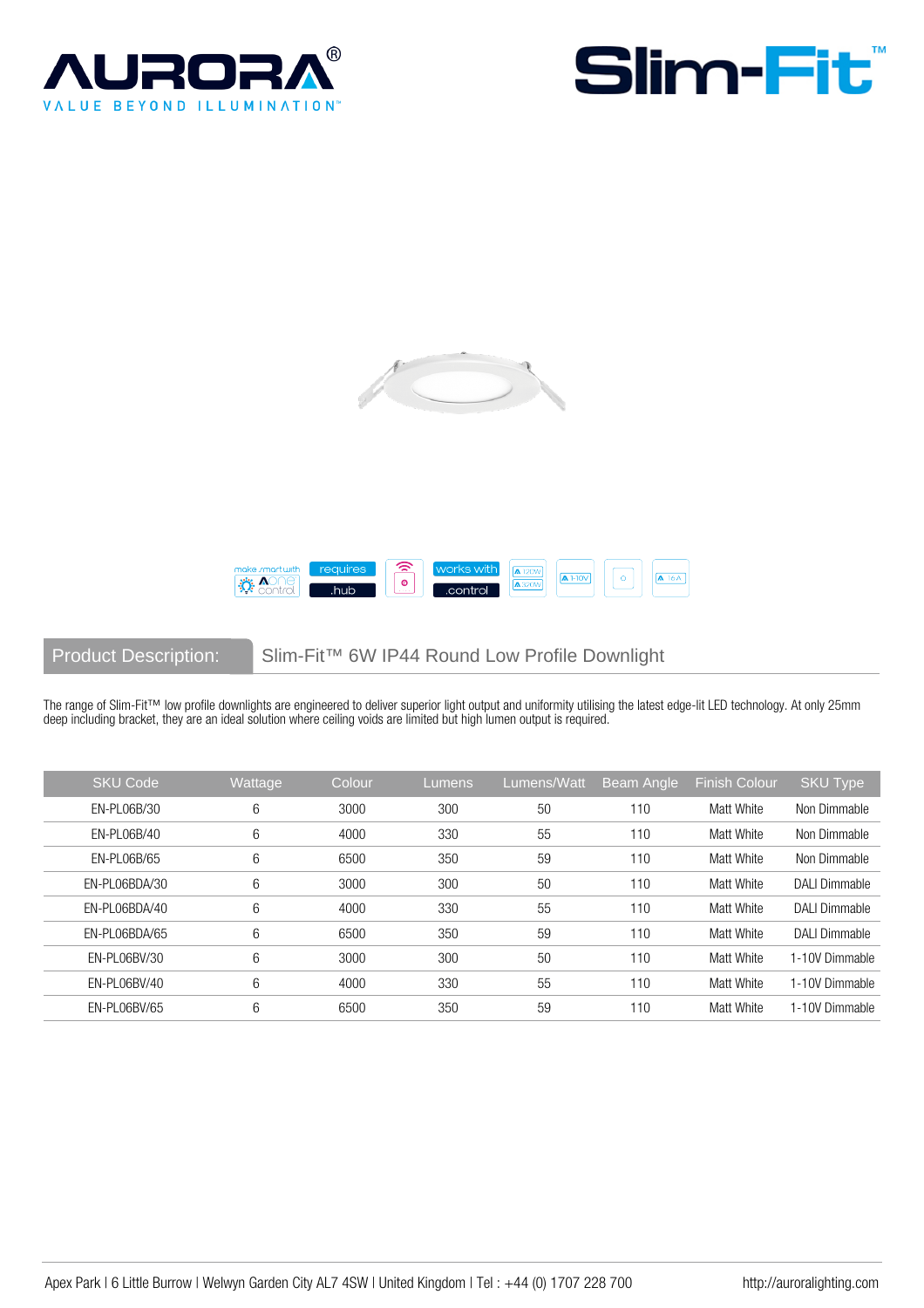# AURORA®

VALUE BEYOND ILLUMINATION™

# Slim-Fit™

make smart with AONE control | requires .hub | works with .control

**Product Description:** Slim-Fit™ 6W IP44 Round Low Profile Downlight

The range of Slim-Fit™ low profile downlights are engineered to deliver superior light output and uniformity utilising the latest edge-lit LED technology. At only 25mm deep including bracket, they are an ideal solution where ceiling voids are limited but high lumen output is required.

| SKU Code | Wattage | Colour | Lumens | Lumens/Watt | Beam Angle | Finish Colour | SKU Type |
|---|---|---|---|---|---|---|---|
| EN-PL06B/30 | 6 | 3000 | 300 | 50 | 110 | Matt White | Non Dimmable |
| EN-PL06B/40 | 6 | 4000 | 330 | 55 | 110 | Matt White | Non Dimmable |
| EN-PL06B/65 | 6 | 6500 | 350 | 59 | 110 | Matt White | Non Dimmable |
| EN-PL06BDA/30 | 6 | 3000 | 300 | 50 | 110 | Matt White | DALI Dimmable |
| EN-PL06BDA/40 | 6 | 4000 | 330 | 55 | 110 | Matt White | DALI Dimmable |
| EN-PL06BDA/65 | 6 | 6500 | 350 | 59 | 110 | Matt White | DALI Dimmable |
| EN-PL06BV/30 | 6 | 3000 | 300 | 50 | 110 | Matt White | 1-10V Dimmable |
| EN-PL06BV/40 | 6 | 4000 | 330 | 55 | 110 | Matt White | 1-10V Dimmable |
| EN-PL06BV/65 | 6 | 6500 | 350 | 59 | 110 | Matt White | 1-10V Dimmable |

Apex Park | 6 Little Burrow | Welwyn Garden City AL7 4SW | United Kingdom | Tel : +44 (0) 1707 228 700 http://auroralighting.com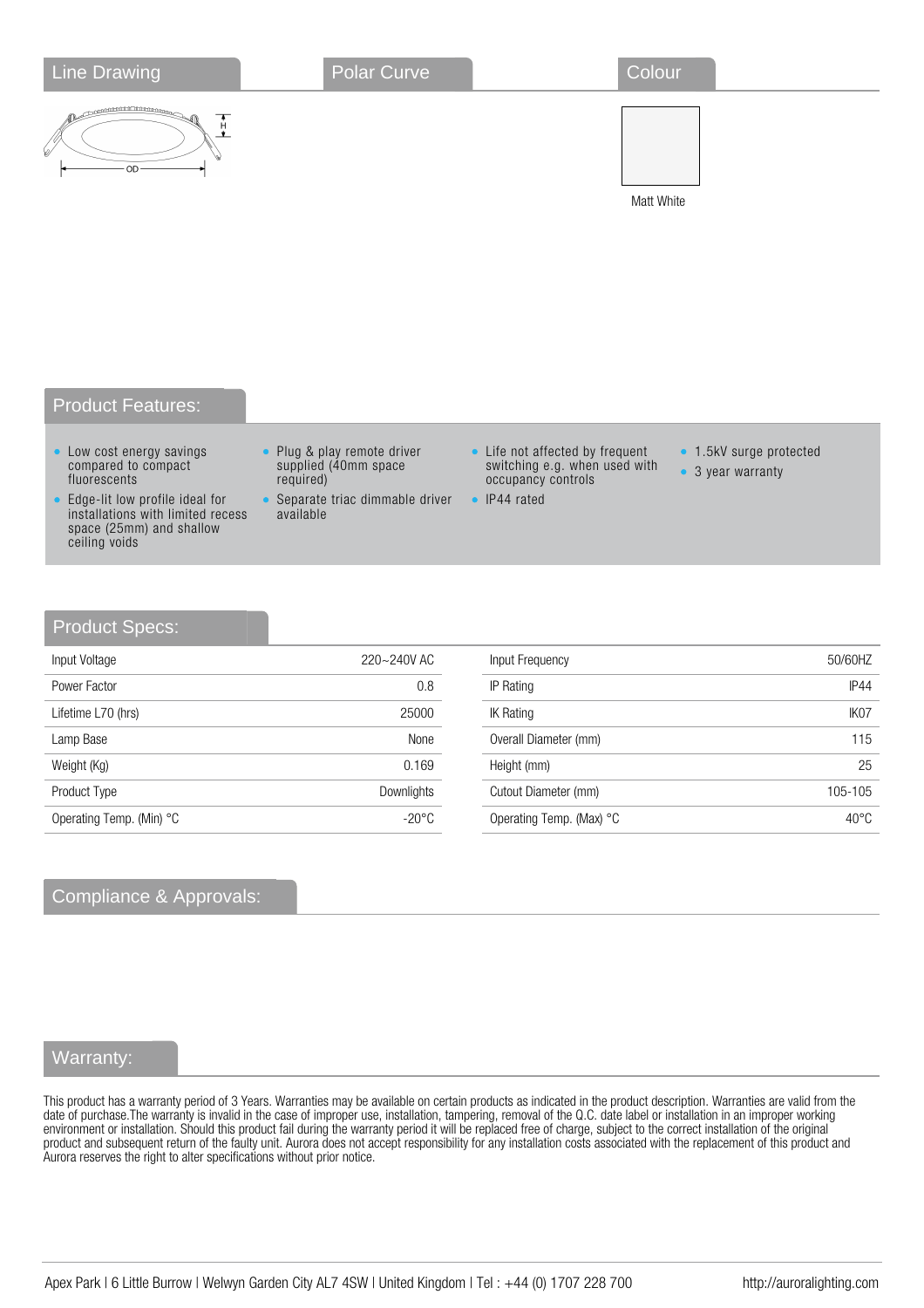## Line Drawing

H

OD

## Polar Curve

## Colour

Matt White

## Product Features:

- Low cost energy savings compared to compact fluorescents
- Edge-lit low profile ideal for installations with limited recess space (25mm) and shallow ceiling voids
- Plug & play remote driver supplied (40mm space required)
- Separate triac dimmable driver available
- Life not affected by frequent switching e.g. when used with occupancy controls
- IP44 rated
- 1.5kV surge protected
- 3 year warranty

## Product Specs:

| | | | |
|---|---|---|---|
| Input Voltage | 220~240V AC | Input Frequency | 50/60HZ |
| Power Factor | 0.8 | IP Rating | IP44 |
| Lifetime L70 (hrs) | 25000 | IK Rating | IK07 |
| Lamp Base | None | Overall Diameter (mm) | 115 |
| Weight (Kg) | 0.169 | Height (mm) | 25 |
| Product Type | Downlights | Cutout Diameter (mm) | 105-105 |
| Operating Temp. (Min) °C | -20°C | Operating Temp. (Max) °C | 40°C |

## Compliance & Approvals:

## Warranty:

This product has a warranty period of 3 Years. Warranties may be available on certain products as indicated in the product description. Warranties are valid from the date of purchase.The warranty is invalid in the case of improper use, installation, tampering, removal of the Q.C. date label or installation in an improper working environment or installation. Should this product fail during the warranty period it will be replaced free of charge, subject to the correct installation of the original product and subsequent return of the faulty unit. Aurora does not accept responsibility for any installation costs associated with the replacement of this product and Aurora reserves the right to alter specifications without prior notice.

Apex Park | 6 Little Burrow | Welwyn Garden City AL7 4SW | United Kingdom | Tel : +44 (0) 1707 228 700 http://auroralighting.com